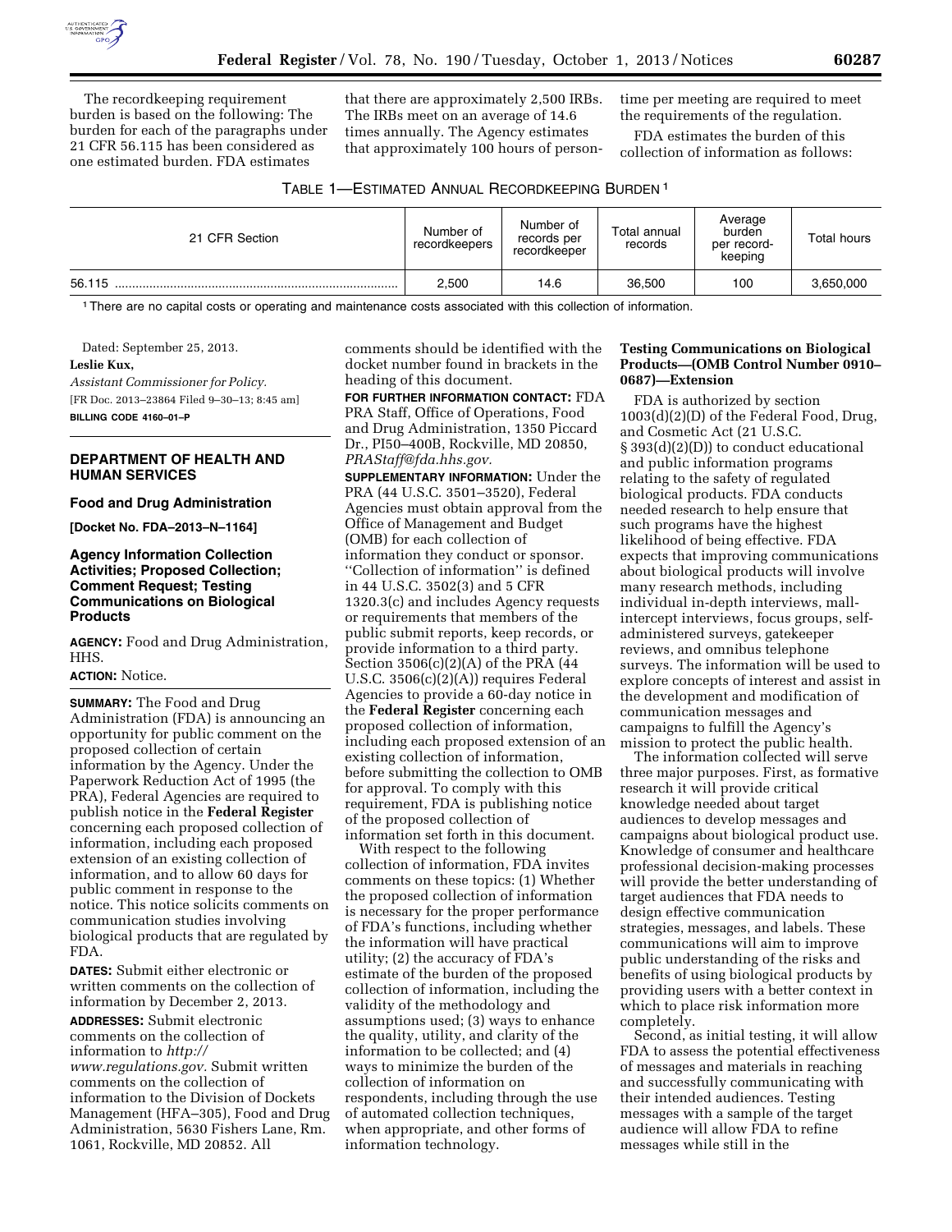The recordkeeping requirement burden is based on the following: The burden for each of the paragraphs under 21 CFR 56.115 has been considered as one estimated burden. FDA estimates that there are approximately 2,500 IRBs. The IRBs meet on an average of 14.6 times annually. The Agency estimates that approximately 100 hours of person-time per meeting are required to meet the requirements of the regulation.

FDA estimates the burden of this collection of information as follows:

TABLE 1—ESTIMATED ANNUAL RECORDKEEPING BURDEN [1]

| 21 CFR Section | Number of recordkeepers | Number of records per recordkeeper | Total annual records | Average burden per record-keeping | Total hours |
| --- | --- | --- | --- | --- | --- |
| 56.115 | 2,500 | 14.6 | 36,500 | 100 | 3,650,000 |

[1] There are no capital costs or operating and maintenance costs associated with this collection of information.

Dated: September 25, 2013.

**Leslie Kux,**

*Assistant Commissioner for Policy.*

[FR Doc. 2013–23864 Filed 9–30–13; 8:45 am]

**BILLING CODE 4160–01–P**

## DEPARTMENT OF HEALTH AND HUMAN SERVICES

### Food and Drug Administration

**[Docket No. FDA–2013–N–1164]**

### Agency Information Collection Activities; Proposed Collection; Comment Request; Testing Communications on Biological Products

**AGENCY:** Food and Drug Administration, HHS.

**ACTION:** Notice.

**SUMMARY:** The Food and Drug Administration (FDA) is announcing an opportunity for public comment on the proposed collection of certain information by the Agency. Under the Paperwork Reduction Act of 1995 (the PRA), Federal Agencies are required to publish notice in the **Federal Register** concerning each proposed collection of information, including each proposed extension of an existing collection of information, and to allow 60 days for public comment in response to the notice. This notice solicits comments on communication studies involving biological products that are regulated by FDA.

**DATES:** Submit either electronic or written comments on the collection of information by December 2, 2013.

**ADDRESSES:** Submit electronic comments on the collection of information to *http://www.regulations.gov.* Submit written comments on the collection of information to the Division of Dockets Management (HFA–305), Food and Drug Administration, 5630 Fishers Lane, Rm. 1061, Rockville, MD 20852. All comments should be identified with the docket number found in brackets in the heading of this document.

**FOR FURTHER INFORMATION CONTACT:** FDA PRA Staff, Office of Operations, Food and Drug Administration, 1350 Piccard Dr., PI50–400B, Rockville, MD 20850, *PRAStaff@fda.hhs.gov.*

**SUPPLEMENTARY INFORMATION:** Under the PRA (44 U.S.C. 3501–3520), Federal Agencies must obtain approval from the Office of Management and Budget (OMB) for each collection of information they conduct or sponsor. ''Collection of information'' is defined in 44 U.S.C. 3502(3) and 5 CFR 1320.3(c) and includes Agency requests or requirements that members of the public submit reports, keep records, or provide information to a third party. Section 3506(c)(2)(A) of the PRA (44 U.S.C. 3506(c)(2)(A)) requires Federal Agencies to provide a 60-day notice in the **Federal Register** concerning each proposed collection of information, including each proposed extension of an existing collection of information, before submitting the collection to OMB for approval. To comply with this requirement, FDA is publishing notice of the proposed collection of information set forth in this document.

With respect to the following collection of information, FDA invites comments on these topics: (1) Whether the proposed collection of information is necessary for the proper performance of FDA's functions, including whether the information will have practical utility; (2) the accuracy of FDA's estimate of the burden of the proposed collection of information, including the validity of the methodology and assumptions used; (3) ways to enhance the quality, utility, and clarity of the information to be collected; and (4) ways to minimize the burden of the collection of information on respondents, including through the use of automated collection techniques, when appropriate, and other forms of information technology.

**Testing Communications on Biological Products—(OMB Control Number 0910–0687)—Extension**

FDA is authorized by section 1003(d)(2)(D) of the Federal Food, Drug, and Cosmetic Act (21 U.S.C. § 393(d)(2)(D)) to conduct educational and public information programs relating to the safety of regulated biological products. FDA conducts needed research to help ensure that such programs have the highest likelihood of being effective. FDA expects that improving communications about biological products will involve many research methods, including individual in-depth interviews, mall-intercept interviews, focus groups, self-administered surveys, gatekeeper reviews, and omnibus telephone surveys. The information will be used to explore concepts of interest and assist in the development and modification of communication messages and campaigns to fulfill the Agency's mission to protect the public health.

The information collected will serve three major purposes. First, as formative research it will provide critical knowledge needed about target audiences to develop messages and campaigns about biological product use. Knowledge of consumer and healthcare professional decision-making processes will provide the better understanding of target audiences that FDA needs to design effective communication strategies, messages, and labels. These communications will aim to improve public understanding of the risks and benefits of using biological products by providing users with a better context in which to place risk information more completely.

Second, as initial testing, it will allow FDA to assess the potential effectiveness of messages and materials in reaching and successfully communicating with their intended audiences. Testing messages with a sample of the target audience will allow FDA to refine messages while still in the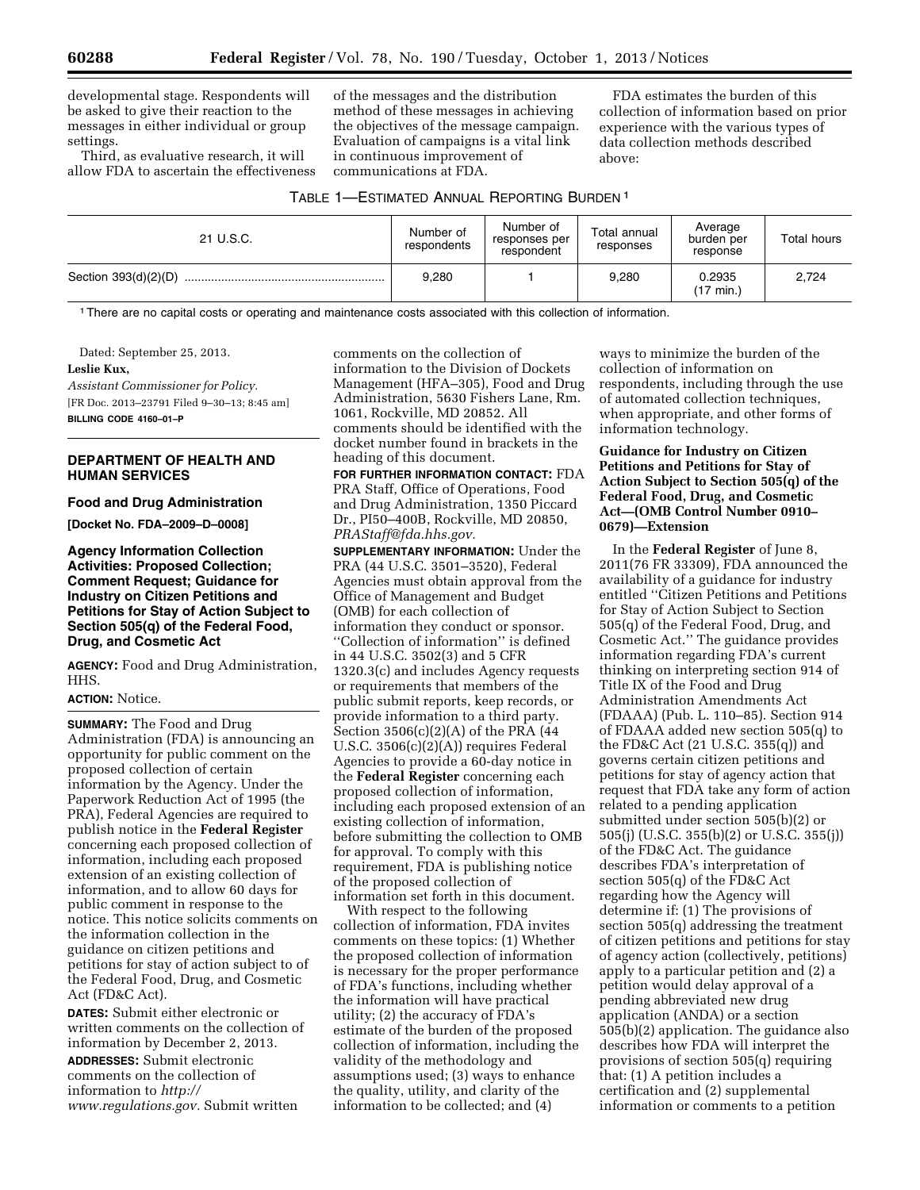developmental stage. Respondents will be asked to give their reaction to the messages in either individual or group settings.

Third, as evaluative research, it will allow FDA to ascertain the effectiveness of the messages and the distribution method of these messages in achieving the objectives of the message campaign. Evaluation of campaigns is a vital link in continuous improvement of communications at FDA.

FDA estimates the burden of this collection of information based on prior experience with the various types of data collection methods described above:

TABLE 1—ESTIMATED ANNUAL REPORTING BURDEN [1]

| 21 U.S.C. | Number of respondents | Number of responses per respondent | Total annual responses | Average burden per response | Total hours |
|---|---|---|---|---|---|
| Section 393(d)(2)(D) | 9,280 | 1 | 9,280 | 0.2935 (17 min.) | 2,724 |

[1] There are no capital costs or operating and maintenance costs associated with this collection of information.

Dated: September 25, 2013.

**Leslie Kux,**

*Assistant Commissioner for Policy.*

[FR Doc. 2013–23791 Filed 9–30–13; 8:45 am]

**BILLING CODE 4160–01–P**

## DEPARTMENT OF HEALTH AND HUMAN SERVICES

### Food and Drug Administration

**[Docket No. FDA–2009–D–0008]**

### Agency Information Collection Activities: Proposed Collection; Comment Request; Guidance for Industry on Citizen Petitions and Petitions for Stay of Action Subject to Section 505(q) of the Federal Food, Drug, and Cosmetic Act

**AGENCY:** Food and Drug Administration, HHS.

**ACTION:** Notice.

**SUMMARY:** The Food and Drug Administration (FDA) is announcing an opportunity for public comment on the proposed collection of certain information by the Agency. Under the Paperwork Reduction Act of 1995 (the PRA), Federal Agencies are required to publish notice in the **Federal Register** concerning each proposed collection of information, including each proposed extension of an existing collection of information, and to allow 60 days for public comment in response to the notice. This notice solicits comments on the information collection in the guidance on citizen petitions and petitions for stay of action subject to of the Federal Food, Drug, and Cosmetic Act (FD&C Act).

**DATES:** Submit either electronic or written comments on the collection of information by December 2, 2013.

**ADDRESSES:** Submit electronic comments on the collection of information to *http://www.regulations.gov.* Submit written comments on the collection of information to the Division of Dockets Management (HFA–305), Food and Drug Administration, 5630 Fishers Lane, Rm. 1061, Rockville, MD 20852. All comments should be identified with the docket number found in brackets in the heading of this document.

**FOR FURTHER INFORMATION CONTACT:** FDA PRA Staff, Office of Operations, Food and Drug Administration, 1350 Piccard Dr., PI50–400B, Rockville, MD 20850, *PRAStaff@fda.hhs.gov.*

**SUPPLEMENTARY INFORMATION:** Under the PRA (44 U.S.C. 3501–3520), Federal Agencies must obtain approval from the Office of Management and Budget (OMB) for each collection of information they conduct or sponsor. ''Collection of information'' is defined in 44 U.S.C. 3502(3) and 5 CFR 1320.3(c) and includes Agency requests or requirements that members of the public submit reports, keep records, or provide information to a third party. Section 3506(c)(2)(A) of the PRA (44 U.S.C. 3506(c)(2)(A)) requires Federal Agencies to provide a 60-day notice in the **Federal Register** concerning each proposed collection of information, including each proposed extension of an existing collection of information, before submitting the collection to OMB for approval. To comply with this requirement, FDA is publishing notice of the proposed collection of information set forth in this document.

With respect to the following collection of information, FDA invites comments on these topics: (1) Whether the proposed collection of information is necessary for the proper performance of FDA's functions, including whether the information will have practical utility; (2) the accuracy of FDA's estimate of the burden of the proposed collection of information, including the validity of the methodology and assumptions used; (3) ways to enhance the quality, utility, and clarity of the information to be collected; and (4) ways to minimize the burden of the collection of information on respondents, including through the use of automated collection techniques, when appropriate, and other forms of information technology.

**Guidance for Industry on Citizen Petitions and Petitions for Stay of Action Subject to Section 505(q) of the Federal Food, Drug, and Cosmetic Act—(OMB Control Number 0910–0679)—Extension**

In the **Federal Register** of June 8, 2011(76 FR 33309), FDA announced the availability of a guidance for industry entitled ''Citizen Petitions and Petitions for Stay of Action Subject to Section 505(q) of the Federal Food, Drug, and Cosmetic Act.'' The guidance provides information regarding FDA's current thinking on interpreting section 914 of Title IX of the Food and Drug Administration Amendments Act (FDAAA) (Pub. L. 110–85). Section 914 of FDAAA added new section 505(q) to the FD&C Act (21 U.S.C. 355(q)) and governs certain citizen petitions and petitions for stay of agency action that request that FDA take any form of action related to a pending application submitted under section 505(b)(2) or 505(j) (U.S.C. 355(b)(2) or U.S.C. 355(j)) of the FD&C Act. The guidance describes FDA's interpretation of section 505(q) of the FD&C Act regarding how the Agency will determine if: (1) The provisions of section 505(q) addressing the treatment of citizen petitions and petitions for stay of agency action (collectively, petitions) apply to a particular petition and (2) a petition would delay approval of a pending abbreviated new drug application (ANDA) or a section 505(b)(2) application. The guidance also describes how FDA will interpret the provisions of section 505(q) requiring that: (1) A petition includes a certification and (2) supplemental information or comments to a petition